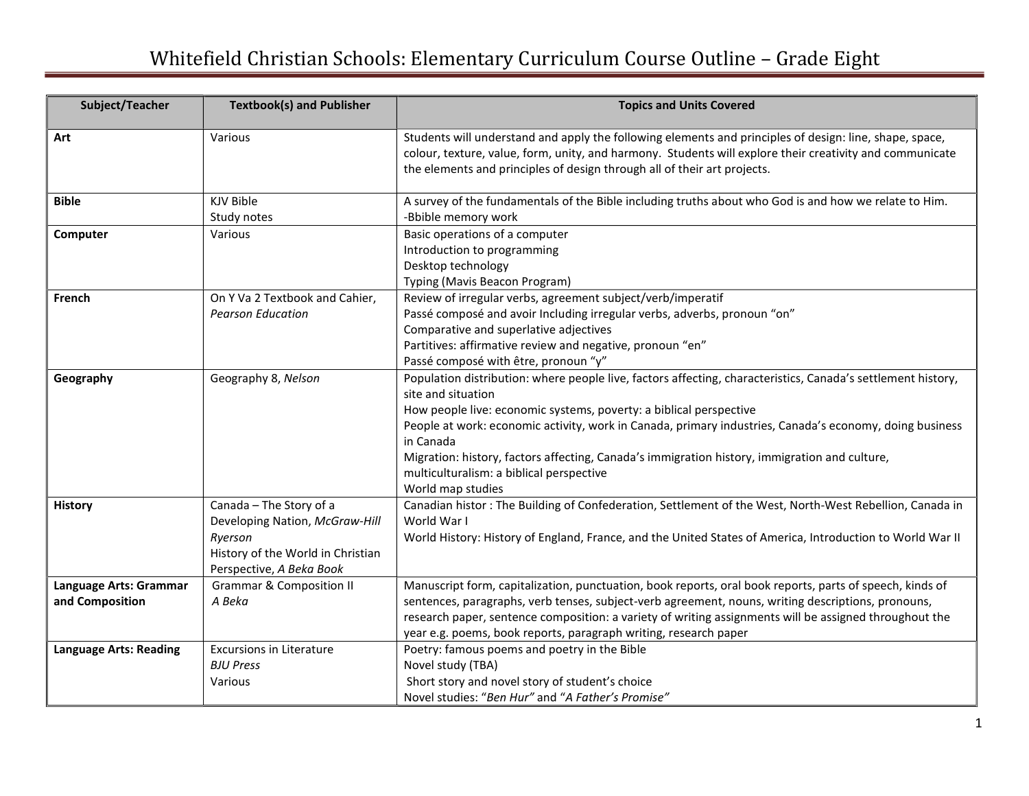# Whitefield Christian Schools: Elementary Curriculum Course Outline – Grade Eight

| Subject/Teacher | Textbook(s) and Publisher | Topics and Units Covered |
|---|---|---|
| **Art** | Various | Students will understand and apply the following elements and principles of design: line, shape, space, colour, texture, value, form, unity, and harmony. Students will explore their creativity and communicate the elements and principles of design through all of their art projects. |
| **Bible** | KJV Bible<br>Study notes | A survey of the fundamentals of the Bible including truths about who God is and how we relate to Him.<br>-Bbible memory work |
| **Computer** | Various | Basic operations of a computer<br>Introduction to programming<br>Desktop technology<br>Typing (Mavis Beacon Program) |
| **French** | On Y Va 2 Textbook and Cahier, *Pearson Education* | Review of irregular verbs, agreement subject/verb/imperatif<br>Passé composé and avoir Including irregular verbs, adverbs, pronoun "on"<br>Comparative and superlative adjectives<br>Partitives: affirmative review and negative, pronoun "en"<br>Passé composé with être, pronoun "y" |
| **Geography** | Geography 8, *Nelson* | Population distribution: where people live, factors affecting, characteristics, Canada's settlement history, site and situation<br>How people live: economic systems, poverty: a biblical perspective<br>People at work: economic activity, work in Canada, primary industries, Canada's economy, doing business in Canada<br>Migration: history, factors affecting, Canada's immigration history, immigration and culture, multiculturalism: a biblical perspective<br>World map studies |
| **History** | Canada – The Story of a Developing Nation, *McGraw-Hill Ryerson*<br>History of the World in Christian Perspective, *A Beka Book* | Canadian histor : The Building of Confederation, Settlement of the West, North-West Rebellion, Canada in World War I<br>World History: History of England, France, and the United States of America, Introduction to World War II |
| **Language Arts: Grammar and Composition** | Grammar & Composition II<br>*A Beka* | Manuscript form, capitalization, punctuation, book reports, oral book reports, parts of speech, kinds of sentences, paragraphs, verb tenses, subject-verb agreement, nouns, writing descriptions, pronouns, research paper, sentence composition: a variety of writing assignments will be assigned throughout the year e.g. poems, book reports, paragraph writing, research paper |
| **Language Arts: Reading** | Excursions in Literature<br>*BJU Press*<br>Various | Poetry: famous poems and poetry in the Bible<br>Novel study (TBA)<br>Short story and novel story of student's choice<br>Novel studies: "*Ben Hur*" and "*A Father's Promise*" |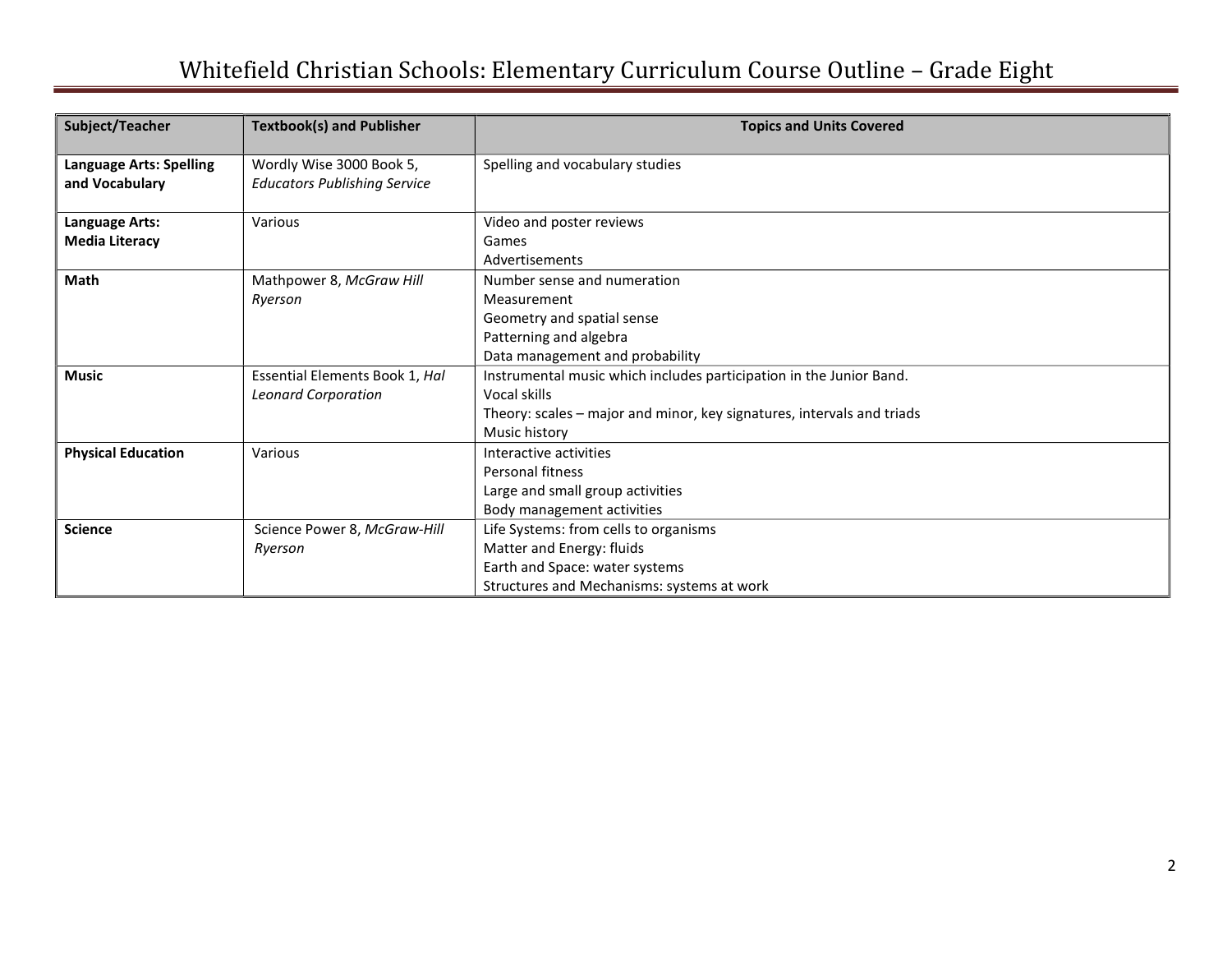# Whitefield Christian Schools: Elementary Curriculum Course Outline – Grade Eight

| Subject/Teacher | Textbook(s) and Publisher | Topics and Units Covered |
|---|---|---|
| **Language Arts: Spelling and Vocabulary** | Wordly Wise 3000 Book 5, *Educators Publishing Service* | Spelling and vocabulary studies |
| **Language Arts: Media Literacy** | Various | Video and poster reviews<br>Games<br>Advertisements |
| **Math** | Mathpower 8, *McGraw Hill Ryerson* | Number sense and numeration<br>Measurement<br>Geometry and spatial sense<br>Patterning and algebra<br>Data management and probability |
| **Music** | Essential Elements Book 1, *Hal Leonard Corporation* | Instrumental music which includes participation in the Junior Band.<br>Vocal skills<br>Theory: scales – major and minor, key signatures, intervals and triads<br>Music history |
| **Physical Education** | Various | Interactive activities<br>Personal fitness<br>Large and small group activities<br>Body management activities |
| **Science** | Science Power 8, *McGraw-Hill Ryerson* | Life Systems: from cells to organisms<br>Matter and Energy: fluids<br>Earth and Space: water systems<br>Structures and Mechanisms: systems at work |